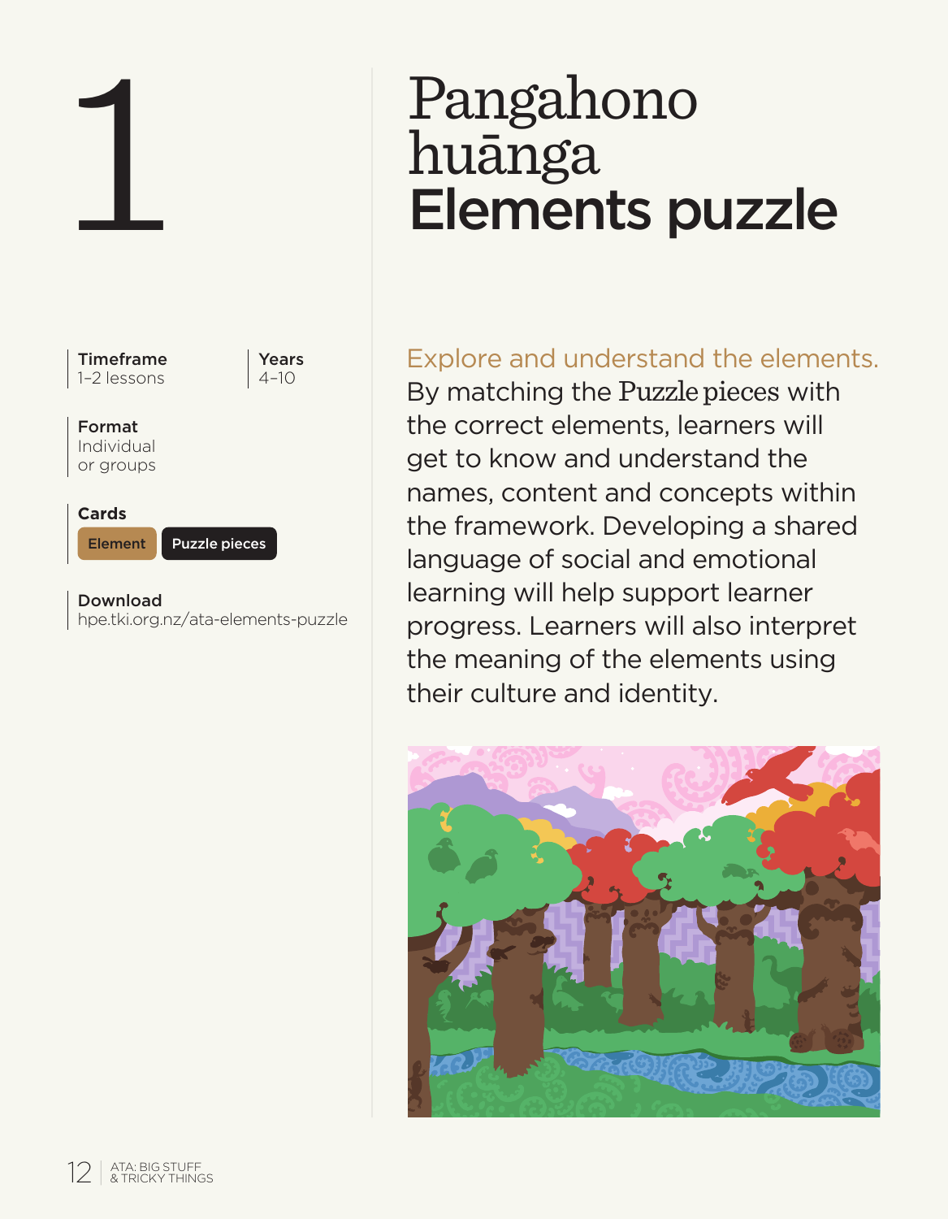# 1

# Pangahono huānga
# Elements puzzle

**Timeframe**
1–2 lessons

**Years**
4–10

**Format**
Individual or groups

**Cards**
Element | Puzzle pieces

**Download**
hpe.tki.org.nz/ata-elements-puzzle

Explore and understand the elements. By matching the Puzzle pieces with the correct elements, learners will get to know and understand the names, content and concepts within the framework. Developing a shared language of social and emotional learning will help support learner progress. Learners will also interpret the meaning of the elements using their culture and identity.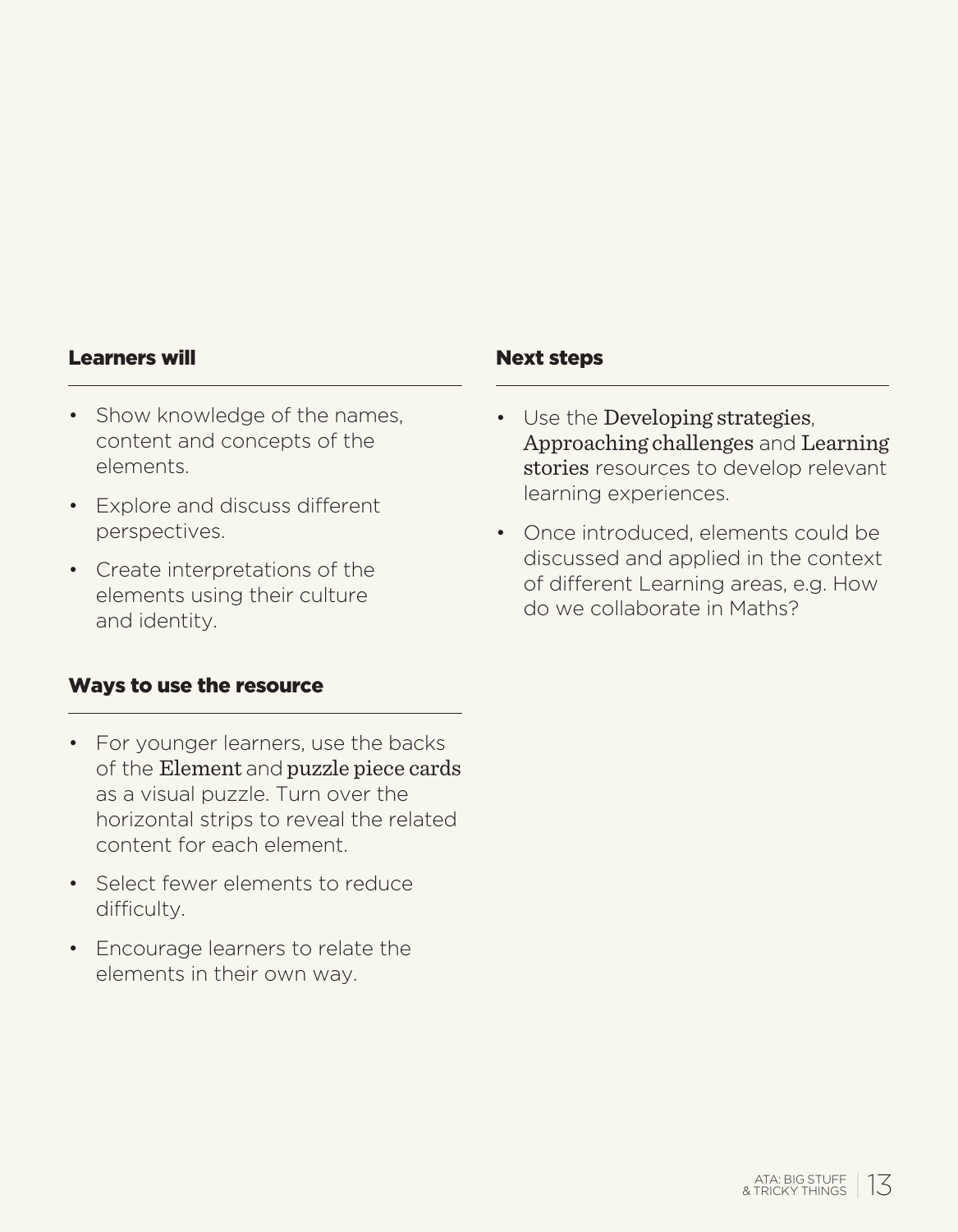### Learners will

- Show knowledge of the names, content and concepts of the elements.
- Explore and discuss different perspectives.
- Create interpretations of the elements using their culture and identity.

### Ways to use the resource

- For younger learners, use the backs of the Element and puzzle piece cards as a visual puzzle. Turn over the horizontal strips to reveal the related content for each element.
- Select fewer elements to reduce difficulty.
- Encourage learners to relate the elements in their own way.

### Next steps

- Use the Developing strategies, Approaching challenges and Learning stories resources to develop relevant learning experiences.
- Once introduced, elements could be discussed and applied in the context of different Learning areas, e.g. How do we collaborate in Maths?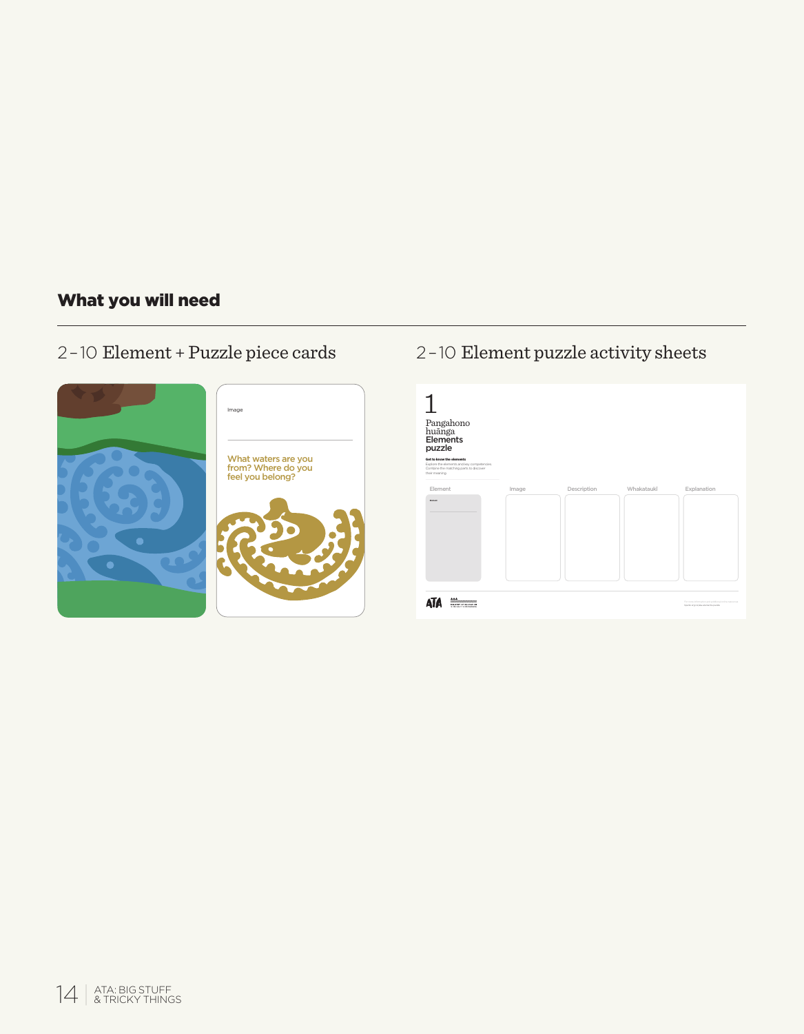## What you will need

2 – 10 Element + Puzzle piece cards

2 – 10 Element puzzle activity sheets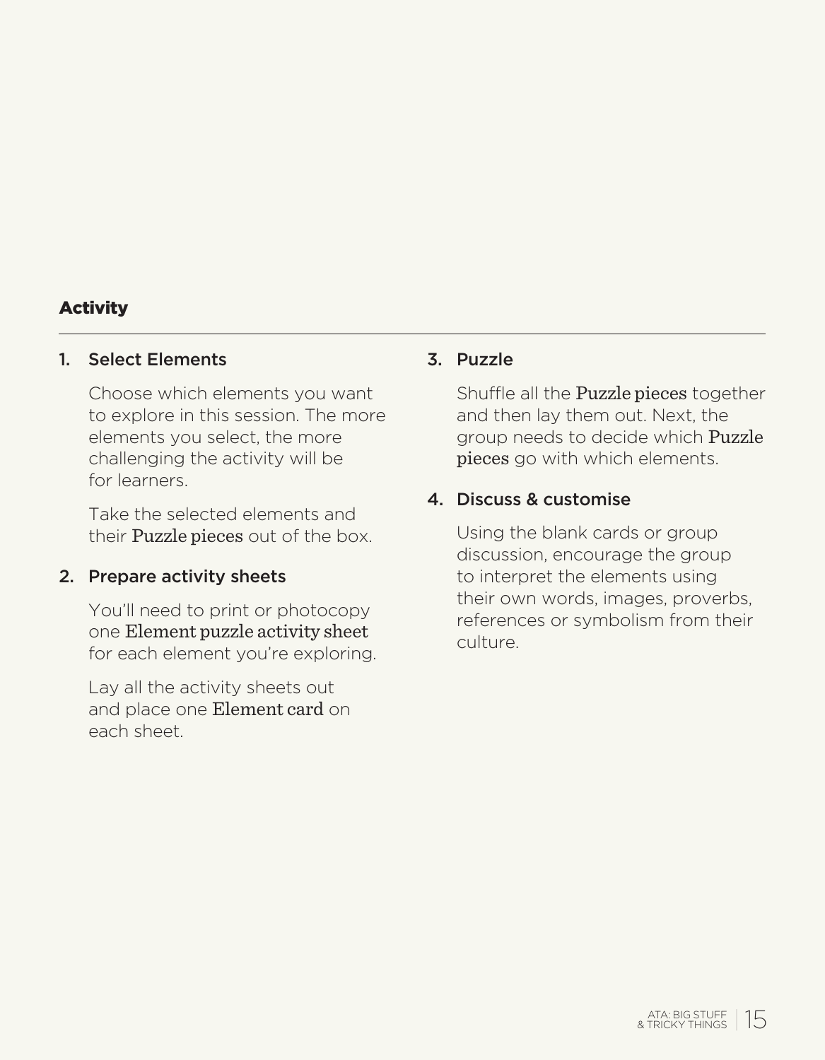## Activity

1. **Select Elements**

   Choose which elements you want to explore in this session. The more elements you select, the more challenging the activity will be for learners.

   Take the selected elements and their **Puzzle pieces** out of the box.

2. **Prepare activity sheets**

   You'll need to print or photocopy one **Element puzzle activity sheet** for each element you're exploring.

   Lay all the activity sheets out and place one **Element card** on each sheet.

3. **Puzzle**

   Shuffle all the **Puzzle pieces** together and then lay them out. Next, the group needs to decide which **Puzzle pieces** go with which elements.

4. **Discuss & customise**

   Using the blank cards or group discussion, encourage the group to interpret the elements using their own words, images, proverbs, references or symbolism from their culture.